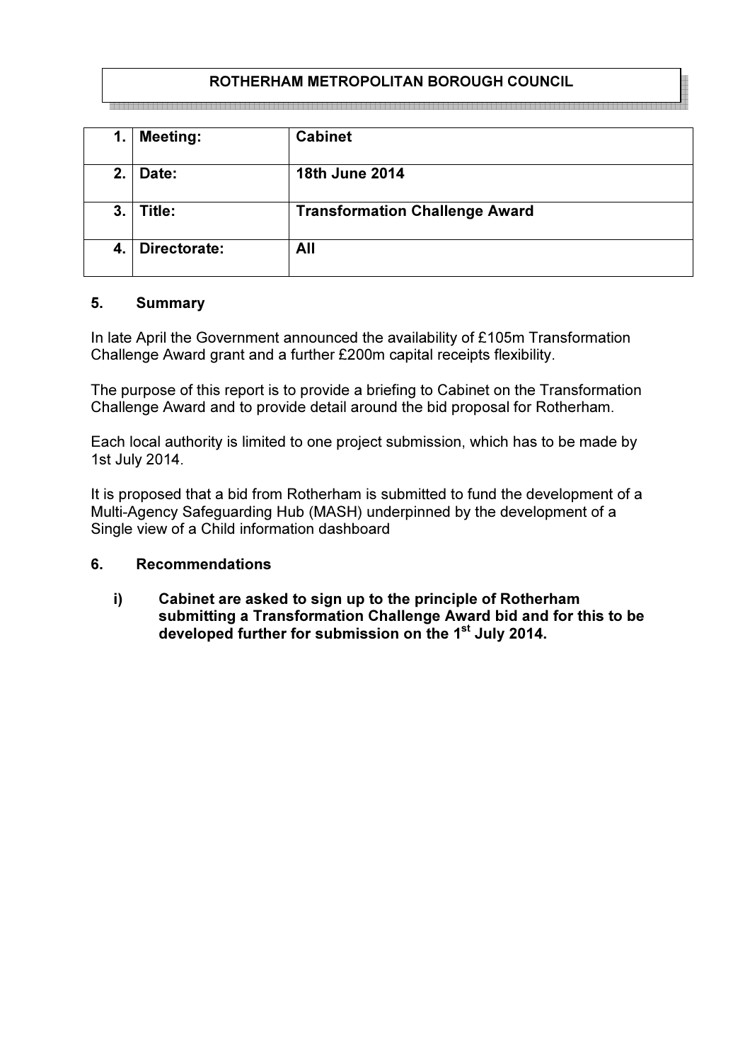**ROTHERHAM METROPOLITAN BOROUGH COUNCIL**

| | | |
|---|---|---|
| **1.** | **Meeting:** | **Cabinet** |
| **2.** | **Date:** | **18th June 2014** |
| **3.** | **Title:** | **Transformation Challenge Award** |
| **4.** | **Directorate:** | **All** |

## 5. Summary

In late April the Government announced the availability of £105m Transformation Challenge Award grant and a further £200m capital receipts flexibility.

The purpose of this report is to provide a briefing to Cabinet on the Transformation Challenge Award and to provide detail around the bid proposal for Rotherham.

Each local authority is limited to one project submission, which has to be made by 1st July 2014.

It is proposed that a bid from Rotherham is submitted to fund the development of a Multi-Agency Safeguarding Hub (MASH) underpinned by the development of a Single view of a Child information dashboard

## 6. Recommendations

i) **Cabinet are asked to sign up to the principle of Rotherham submitting a Transformation Challenge Award bid and for this to be developed further for submission on the 1st July 2014.**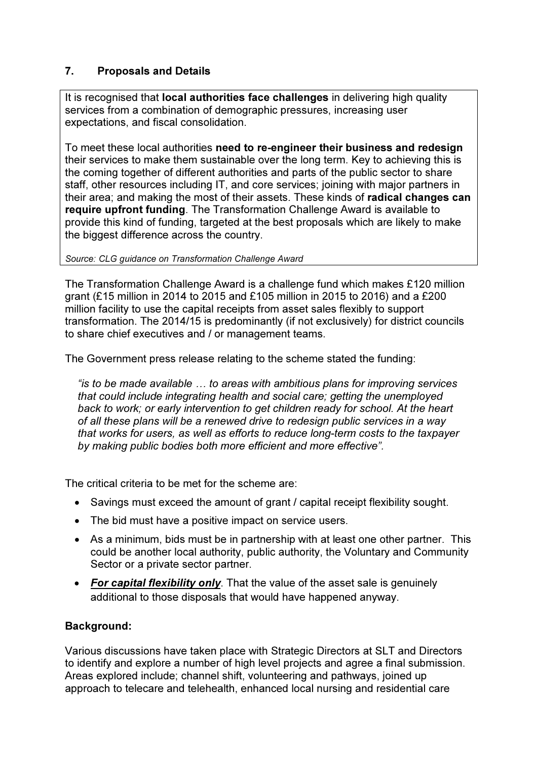## 7. Proposals and Details

> It is recognised that **local authorities face challenges** in delivering high quality services from a combination of demographic pressures, increasing user expectations, and fiscal consolidation.
>
> To meet these local authorities **need to re-engineer their business and redesign** their services to make them sustainable over the long term. Key to achieving this is the coming together of different authorities and parts of the public sector to share staff, other resources including IT, and core services; joining with major partners in their area; and making the most of their assets. These kinds of **radical changes can require upfront funding**. The Transformation Challenge Award is available to provide this kind of funding, targeted at the best proposals which are likely to make the biggest difference across the country.
>
> *Source: CLG guidance on Transformation Challenge Award*

The Transformation Challenge Award is a challenge fund which makes £120 million grant (£15 million in 2014 to 2015 and £105 million in 2015 to 2016) and a £200 million facility to use the capital receipts from asset sales flexibly to support transformation. The 2014/15 is predominantly (if not exclusively) for district councils to share chief executives and / or management teams.

The Government press release relating to the scheme stated the funding:

> *"is to be made available … to areas with ambitious plans for improving services that could include integrating health and social care; getting the unemployed back to work; or early intervention to get children ready for school. At the heart of all these plans will be a renewed drive to redesign public services in a way that works for users, as well as efforts to reduce long-term costs to the taxpayer by making public bodies both more efficient and more effective".*

The critical criteria to be met for the scheme are:

- Savings must exceed the amount of grant / capital receipt flexibility sought.
- The bid must have a positive impact on service users.
- As a minimum, bids must be in partnership with at least one other partner. This could be another local authority, public authority, the Voluntary and Community Sector or a private sector partner.
- ***For capital flexibility only***. That the value of the asset sale is genuinely additional to those disposals that would have happened anyway.

**Background:**

Various discussions have taken place with Strategic Directors at SLT and Directors to identify and explore a number of high level projects and agree a final submission. Areas explored include; channel shift, volunteering and pathways, joined up approach to telecare and telehealth, enhanced local nursing and residential care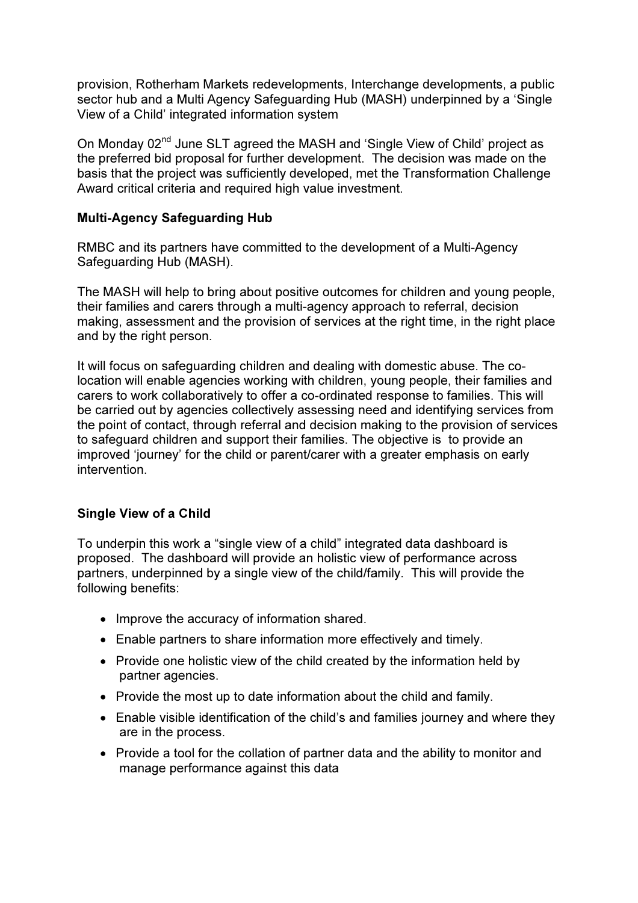provision, Rotherham Markets redevelopments, Interchange developments, a public sector hub and a Multi Agency Safeguarding Hub (MASH) underpinned by a 'Single View of a Child' integrated information system

On Monday 02nd June SLT agreed the MASH and 'Single View of Child' project as the preferred bid proposal for further development. The decision was made on the basis that the project was sufficiently developed, met the Transformation Challenge Award critical criteria and required high value investment.

**Multi-Agency Safeguarding Hub**

RMBC and its partners have committed to the development of a Multi-Agency Safeguarding Hub (MASH).

The MASH will help to bring about positive outcomes for children and young people, their families and carers through a multi-agency approach to referral, decision making, assessment and the provision of services at the right time, in the right place and by the right person.

It will focus on safeguarding children and dealing with domestic abuse. The co-location will enable agencies working with children, young people, their families and carers to work collaboratively to offer a co-ordinated response to families. This will be carried out by agencies collectively assessing need and identifying services from the point of contact, through referral and decision making to the provision of services to safeguard children and support their families. The objective is to provide an improved 'journey' for the child or parent/carer with a greater emphasis on early intervention.

**Single View of a Child**

To underpin this work a "single view of a child" integrated data dashboard is proposed. The dashboard will provide an holistic view of performance across partners, underpinned by a single view of the child/family. This will provide the following benefits:

- Improve the accuracy of information shared.
- Enable partners to share information more effectively and timely.
- Provide one holistic view of the child created by the information held by partner agencies.
- Provide the most up to date information about the child and family.
- Enable visible identification of the child's and families journey and where they are in the process.
- Provide a tool for the collation of partner data and the ability to monitor and manage performance against this data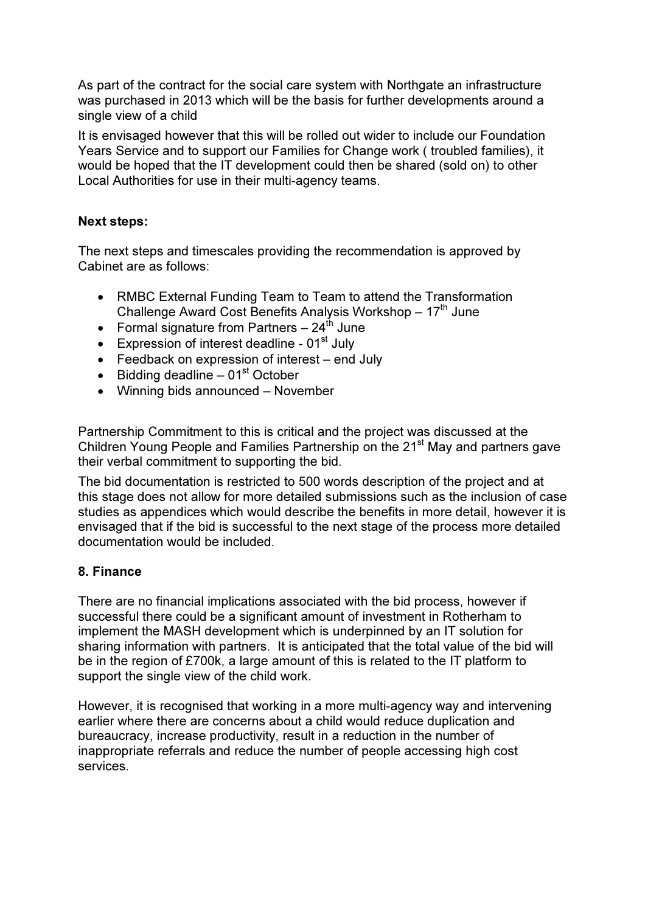As part of the contract for the social care system with Northgate an infrastructure was purchased in 2013 which will be the basis for further developments around a single view of a child

It is envisaged however that this will be rolled out wider to include our Foundation Years Service and to support our Families for Change work ( troubled families), it would be hoped that the IT development could then be shared (sold on) to other Local Authorities for use in their multi-agency teams.

**Next steps:**

The next steps and timescales providing the recommendation is approved by Cabinet are as follows:

- RMBC External Funding Team to Team to attend the Transformation Challenge Award Cost Benefits Analysis Workshop – 17th June
- Formal signature from Partners – 24th June
- Expression of interest deadline - 01st July
- Feedback on expression of interest – end July
- Bidding deadline – 01st October
- Winning bids announced – November

Partnership Commitment to this is critical and the project was discussed at the Children Young People and Families Partnership on the 21st May and partners gave their verbal commitment to supporting the bid.

The bid documentation is restricted to 500 words description of the project and at this stage does not allow for more detailed submissions such as the inclusion of case studies as appendices which would describe the benefits in more detail, however it is envisaged that if the bid is successful to the next stage of the process more detailed documentation would be included.

**8. Finance**

There are no financial implications associated with the bid process, however if successful there could be a significant amount of investment in Rotherham to implement the MASH development which is underpinned by an IT solution for sharing information with partners. It is anticipated that the total value of the bid will be in the region of £700k, a large amount of this is related to the IT platform to support the single view of the child work.

However, it is recognised that working in a more multi-agency way and intervening earlier where there are concerns about a child would reduce duplication and bureaucracy, increase productivity, result in a reduction in the number of inappropriate referrals and reduce the number of people accessing high cost services.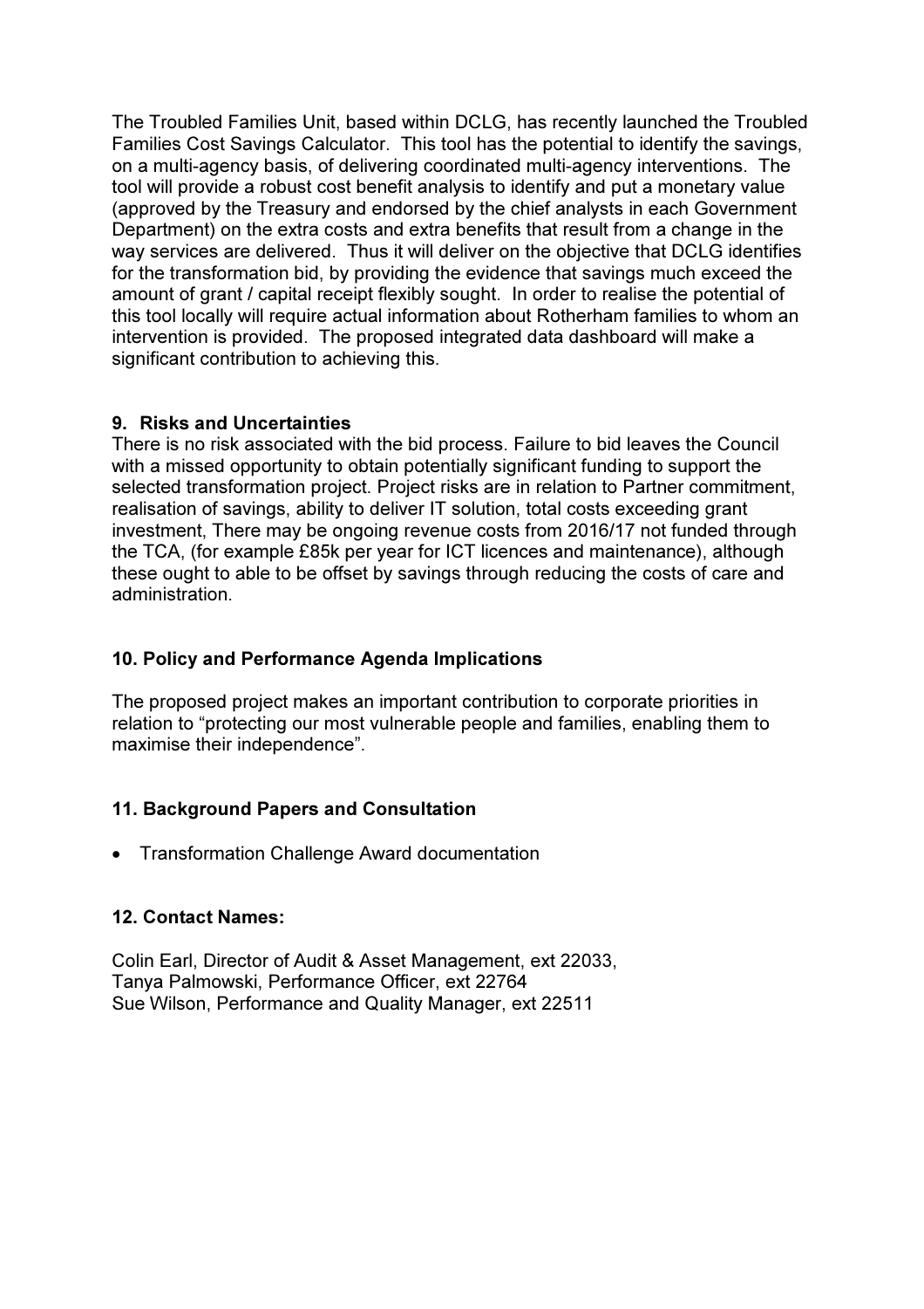The Troubled Families Unit, based within DCLG, has recently launched the Troubled Families Cost Savings Calculator. This tool has the potential to identify the savings, on a multi-agency basis, of delivering coordinated multi-agency interventions. The tool will provide a robust cost benefit analysis to identify and put a monetary value (approved by the Treasury and endorsed by the chief analysts in each Government Department) on the extra costs and extra benefits that result from a change in the way services are delivered. Thus it will deliver on the objective that DCLG identifies for the transformation bid, by providing the evidence that savings much exceed the amount of grant / capital receipt flexibly sought. In order to realise the potential of this tool locally will require actual information about Rotherham families to whom an intervention is provided. The proposed integrated data dashboard will make a significant contribution to achieving this.

## 9. Risks and Uncertainties

There is no risk associated with the bid process. Failure to bid leaves the Council with a missed opportunity to obtain potentially significant funding to support the selected transformation project. Project risks are in relation to Partner commitment, realisation of savings, ability to deliver IT solution, total costs exceeding grant investment, There may be ongoing revenue costs from 2016/17 not funded through the TCA, (for example £85k per year for ICT licences and maintenance), although these ought to able to be offset by savings through reducing the costs of care and administration.

## 10. Policy and Performance Agenda Implications

The proposed project makes an important contribution to corporate priorities in relation to "protecting our most vulnerable people and families, enabling them to maximise their independence".

## 11. Background Papers and Consultation

- Transformation Challenge Award documentation

## 12. Contact Names:

Colin Earl, Director of Audit & Asset Management, ext 22033,
Tanya Palmowski, Performance Officer, ext 22764
Sue Wilson, Performance and Quality Manager, ext 22511